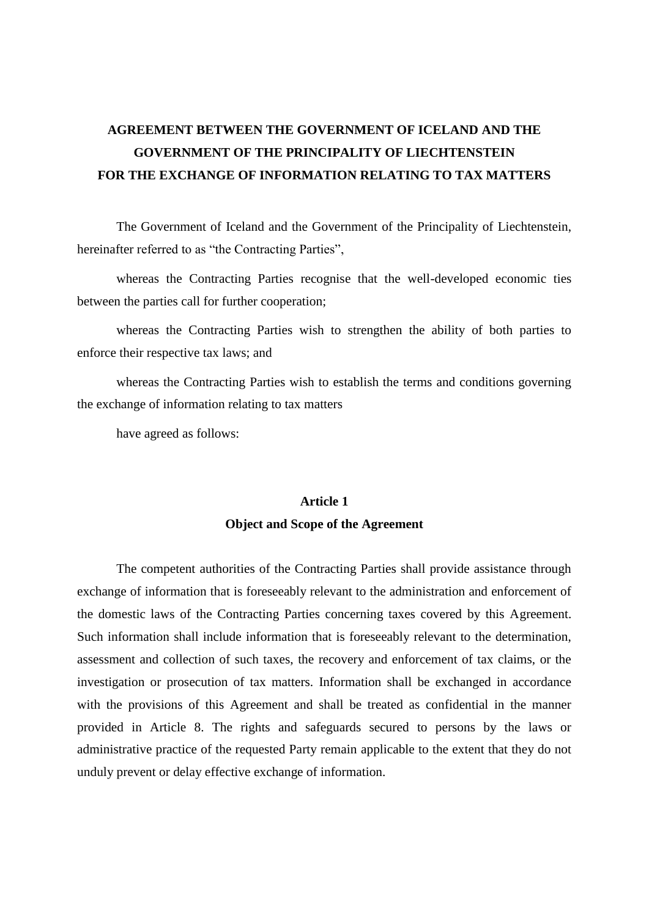# AGREEMENT BETWEEN THE GOVERNMENT OF ICELAND AND THE GOVERNMENT OF THE PRINCIPALITY OF LIECHTENSTEIN FOR THE EXCHANGE OF INFORMATION RELATING TO TAX MATTERS

The Government of Iceland and the Government of the Principality of Liechtenstein, hereinafter referred to as “the Contracting Parties”,

whereas the Contracting Parties recognise that the well-developed economic ties between the parties call for further cooperation;

whereas the Contracting Parties wish to strengthen the ability of both parties to enforce their respective tax laws; and

whereas the Contracting Parties wish to establish the terms and conditions governing the exchange of information relating to tax matters

have agreed as follows:

## Article 1
## Object and Scope of the Agreement

The competent authorities of the Contracting Parties shall provide assistance through exchange of information that is foreseeably relevant to the administration and enforcement of the domestic laws of the Contracting Parties concerning taxes covered by this Agreement. Such information shall include information that is foreseeably relevant to the determination, assessment and collection of such taxes, the recovery and enforcement of tax claims, or the investigation or prosecution of tax matters. Information shall be exchanged in accordance with the provisions of this Agreement and shall be treated as confidential in the manner provided in Article 8. The rights and safeguards secured to persons by the laws or administrative practice of the requested Party remain applicable to the extent that they do not unduly prevent or delay effective exchange of information.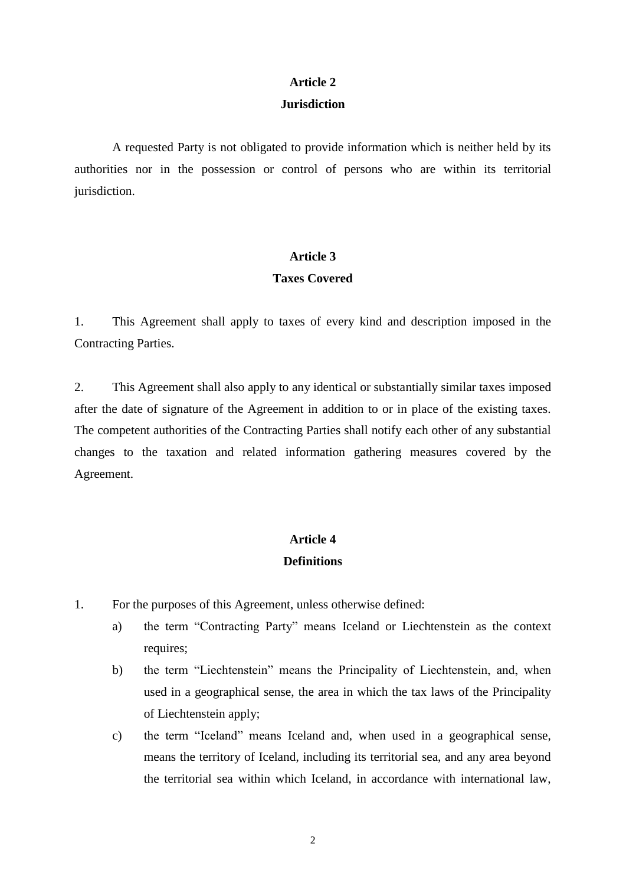## Article 2
## Jurisdiction

A requested Party is not obligated to provide information which is neither held by its authorities nor in the possession or control of persons who are within its territorial jurisdiction.

## Article 3
## Taxes Covered

1. This Agreement shall apply to taxes of every kind and description imposed in the Contracting Parties.

2. This Agreement shall also apply to any identical or substantially similar taxes imposed after the date of signature of the Agreement in addition to or in place of the existing taxes. The competent authorities of the Contracting Parties shall notify each other of any substantial changes to the taxation and related information gathering measures covered by the Agreement.

## Article 4
## Definitions

1. For the purposes of this Agreement, unless otherwise defined:
   a) the term "Contracting Party" means Iceland or Liechtenstein as the context requires;
   b) the term "Liechtenstein" means the Principality of Liechtenstein, and, when used in a geographical sense, the area in which the tax laws of the Principality of Liechtenstein apply;
   c) the term "Iceland" means Iceland and, when used in a geographical sense, means the territory of Iceland, including its territorial sea, and any area beyond the territorial sea within which Iceland, in accordance with international law,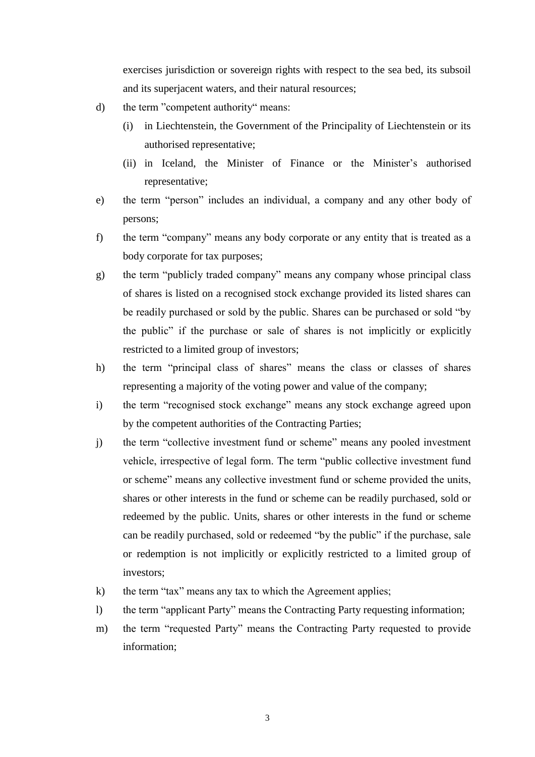exercises jurisdiction or sovereign rights with respect to the sea bed, its subsoil and its superjacent waters, and their natural resources;

d) the term "competent authority" means:

   (i) in Liechtenstein, the Government of the Principality of Liechtenstein or its authorised representative;

   (ii) in Iceland, the Minister of Finance or the Minister's authorised representative;

e) the term "person" includes an individual, a company and any other body of persons;

f) the term "company" means any body corporate or any entity that is treated as a body corporate for tax purposes;

g) the term "publicly traded company" means any company whose principal class of shares is listed on a recognised stock exchange provided its listed shares can be readily purchased or sold by the public. Shares can be purchased or sold "by the public" if the purchase or sale of shares is not implicitly or explicitly restricted to a limited group of investors;

h) the term "principal class of shares" means the class or classes of shares representing a majority of the voting power and value of the company;

i) the term "recognised stock exchange" means any stock exchange agreed upon by the competent authorities of the Contracting Parties;

j) the term "collective investment fund or scheme" means any pooled investment vehicle, irrespective of legal form. The term "public collective investment fund or scheme" means any collective investment fund or scheme provided the units, shares or other interests in the fund or scheme can be readily purchased, sold or redeemed by the public. Units, shares or other interests in the fund or scheme can be readily purchased, sold or redeemed "by the public" if the purchase, sale or redemption is not implicitly or explicitly restricted to a limited group of investors;

k) the term "tax" means any tax to which the Agreement applies;

l) the term "applicant Party" means the Contracting Party requesting information;

m) the term "requested Party" means the Contracting Party requested to provide information;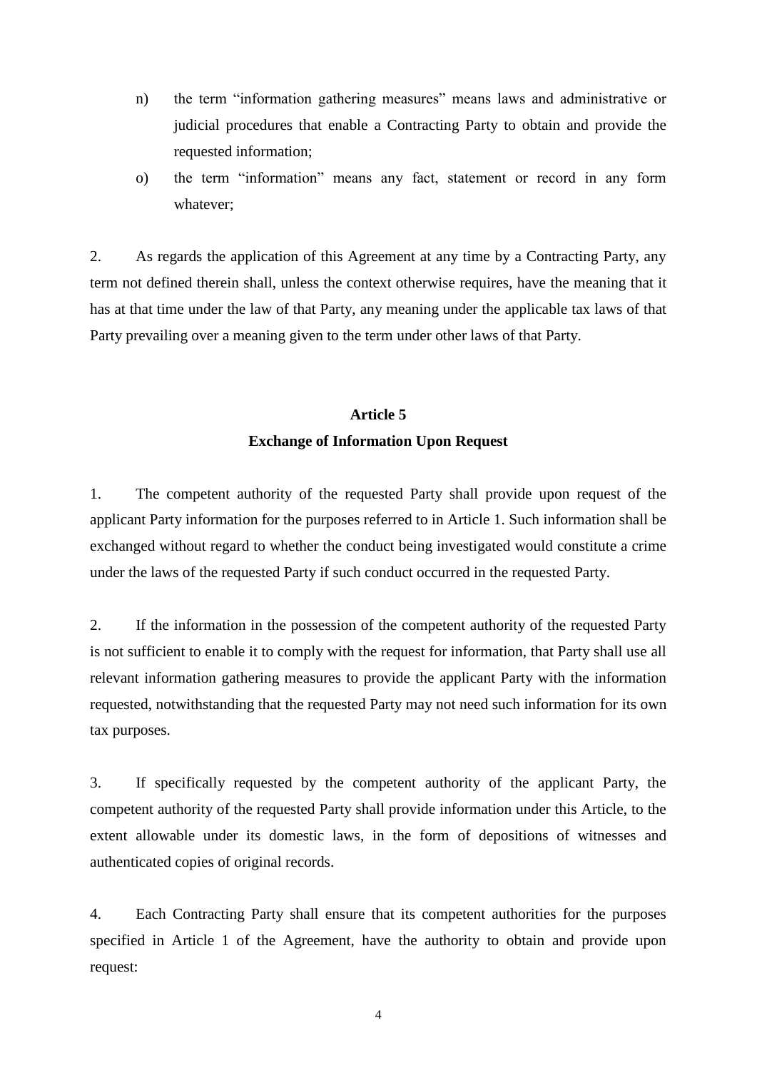n) the term "information gathering measures" means laws and administrative or judicial procedures that enable a Contracting Party to obtain and provide the requested information;

o) the term "information" means any fact, statement or record in any form whatever;

2. As regards the application of this Agreement at any time by a Contracting Party, any term not defined therein shall, unless the context otherwise requires, have the meaning that it has at that time under the law of that Party, any meaning under the applicable tax laws of that Party prevailing over a meaning given to the term under other laws of that Party.

## Article 5
## Exchange of Information Upon Request

1. The competent authority of the requested Party shall provide upon request of the applicant Party information for the purposes referred to in Article 1. Such information shall be exchanged without regard to whether the conduct being investigated would constitute a crime under the laws of the requested Party if such conduct occurred in the requested Party.

2. If the information in the possession of the competent authority of the requested Party is not sufficient to enable it to comply with the request for information, that Party shall use all relevant information gathering measures to provide the applicant Party with the information requested, notwithstanding that the requested Party may not need such information for its own tax purposes.

3. If specifically requested by the competent authority of the applicant Party, the competent authority of the requested Party shall provide information under this Article, to the extent allowable under its domestic laws, in the form of depositions of witnesses and authenticated copies of original records.

4. Each Contracting Party shall ensure that its competent authorities for the purposes specified in Article 1 of the Agreement, have the authority to obtain and provide upon request: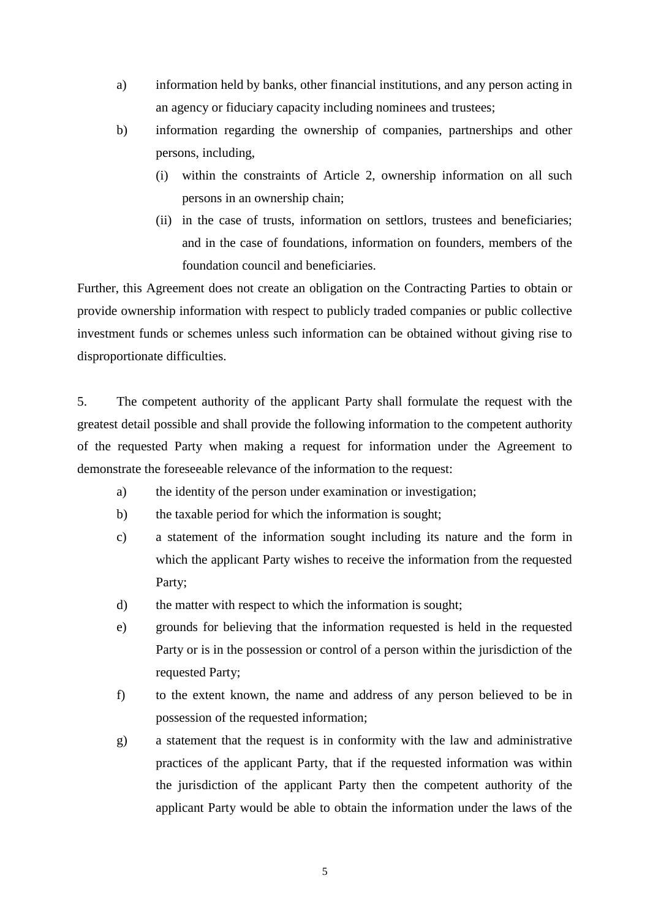a) information held by banks, other financial institutions, and any person acting in an agency or fiduciary capacity including nominees and trustees;

b) information regarding the ownership of companies, partnerships and other persons, including,

   (i) within the constraints of Article 2, ownership information on all such persons in an ownership chain;

   (ii) in the case of trusts, information on settlors, trustees and beneficiaries; and in the case of foundations, information on founders, members of the foundation council and beneficiaries.

Further, this Agreement does not create an obligation on the Contracting Parties to obtain or provide ownership information with respect to publicly traded companies or public collective investment funds or schemes unless such information can be obtained without giving rise to disproportionate difficulties.

5. The competent authority of the applicant Party shall formulate the request with the greatest detail possible and shall provide the following information to the competent authority of the requested Party when making a request for information under the Agreement to demonstrate the foreseeable relevance of the information to the request:

a) the identity of the person under examination or investigation;

b) the taxable period for which the information is sought;

c) a statement of the information sought including its nature and the form in which the applicant Party wishes to receive the information from the requested Party;

d) the matter with respect to which the information is sought;

e) grounds for believing that the information requested is held in the requested Party or is in the possession or control of a person within the jurisdiction of the requested Party;

f) to the extent known, the name and address of any person believed to be in possession of the requested information;

g) a statement that the request is in conformity with the law and administrative practices of the applicant Party, that if the requested information was within the jurisdiction of the applicant Party then the competent authority of the applicant Party would be able to obtain the information under the laws of the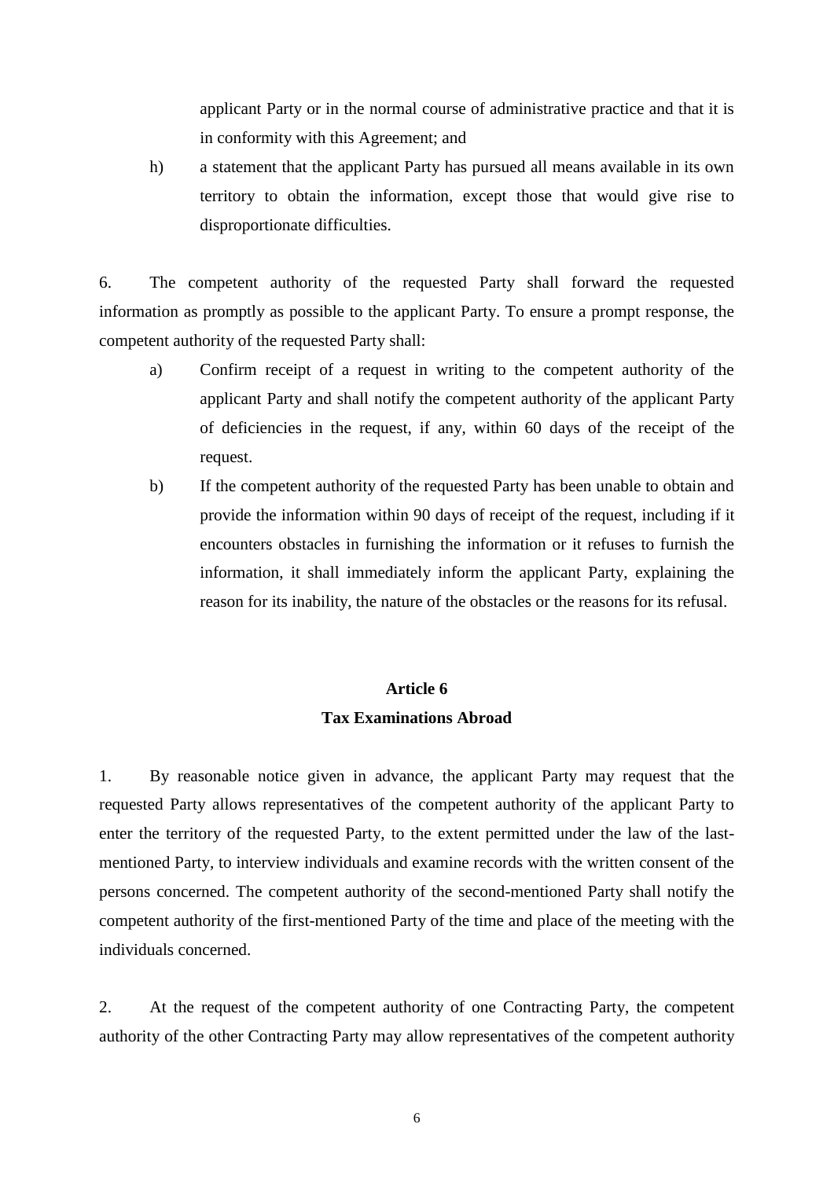applicant Party or in the normal course of administrative practice and that it is in conformity with this Agreement; and

h) a statement that the applicant Party has pursued all means available in its own territory to obtain the information, except those that would give rise to disproportionate difficulties.

6. The competent authority of the requested Party shall forward the requested information as promptly as possible to the applicant Party. To ensure a prompt response, the competent authority of the requested Party shall:

a) Confirm receipt of a request in writing to the competent authority of the applicant Party and shall notify the competent authority of the applicant Party of deficiencies in the request, if any, within 60 days of the receipt of the request.

b) If the competent authority of the requested Party has been unable to obtain and provide the information within 90 days of receipt of the request, including if it encounters obstacles in furnishing the information or it refuses to furnish the information, it shall immediately inform the applicant Party, explaining the reason for its inability, the nature of the obstacles or the reasons for its refusal.

## Article 6
## Tax Examinations Abroad

1. By reasonable notice given in advance, the applicant Party may request that the requested Party allows representatives of the competent authority of the applicant Party to enter the territory of the requested Party, to the extent permitted under the law of the last-mentioned Party, to interview individuals and examine records with the written consent of the persons concerned. The competent authority of the second-mentioned Party shall notify the competent authority of the first-mentioned Party of the time and place of the meeting with the individuals concerned.

2. At the request of the competent authority of one Contracting Party, the competent authority of the other Contracting Party may allow representatives of the competent authority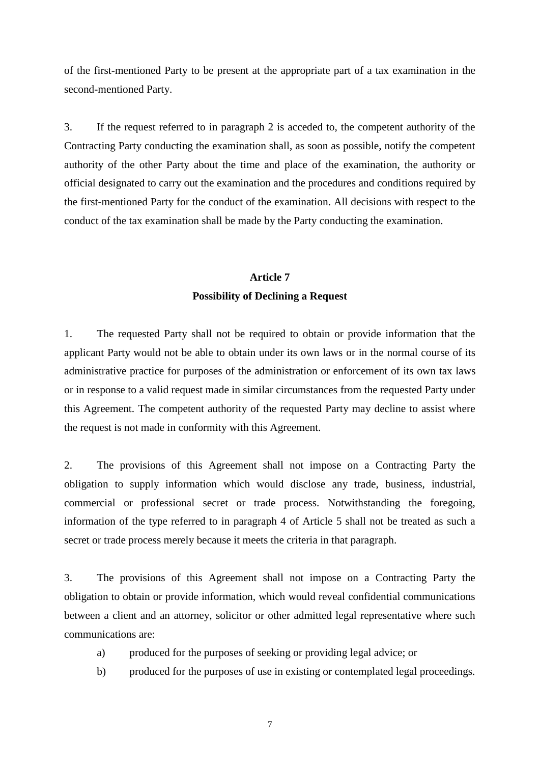of the first-mentioned Party to be present at the appropriate part of a tax examination in the second-mentioned Party.

3. If the request referred to in paragraph 2 is acceded to, the competent authority of the Contracting Party conducting the examination shall, as soon as possible, notify the competent authority of the other Party about the time and place of the examination, the authority or official designated to carry out the examination and the procedures and conditions required by the first-mentioned Party for the conduct of the examination. All decisions with respect to the conduct of the tax examination shall be made by the Party conducting the examination.

## Article 7
## Possibility of Declining a Request

1. The requested Party shall not be required to obtain or provide information that the applicant Party would not be able to obtain under its own laws or in the normal course of its administrative practice for purposes of the administration or enforcement of its own tax laws or in response to a valid request made in similar circumstances from the requested Party under this Agreement. The competent authority of the requested Party may decline to assist where the request is not made in conformity with this Agreement.

2. The provisions of this Agreement shall not impose on a Contracting Party the obligation to supply information which would disclose any trade, business, industrial, commercial or professional secret or trade process. Notwithstanding the foregoing, information of the type referred to in paragraph 4 of Article 5 shall not be treated as such a secret or trade process merely because it meets the criteria in that paragraph.

3. The provisions of this Agreement shall not impose on a Contracting Party the obligation to obtain or provide information, which would reveal confidential communications between a client and an attorney, solicitor or other admitted legal representative where such communications are:

a) produced for the purposes of seeking or providing legal advice; or

b) produced for the purposes of use in existing or contemplated legal proceedings.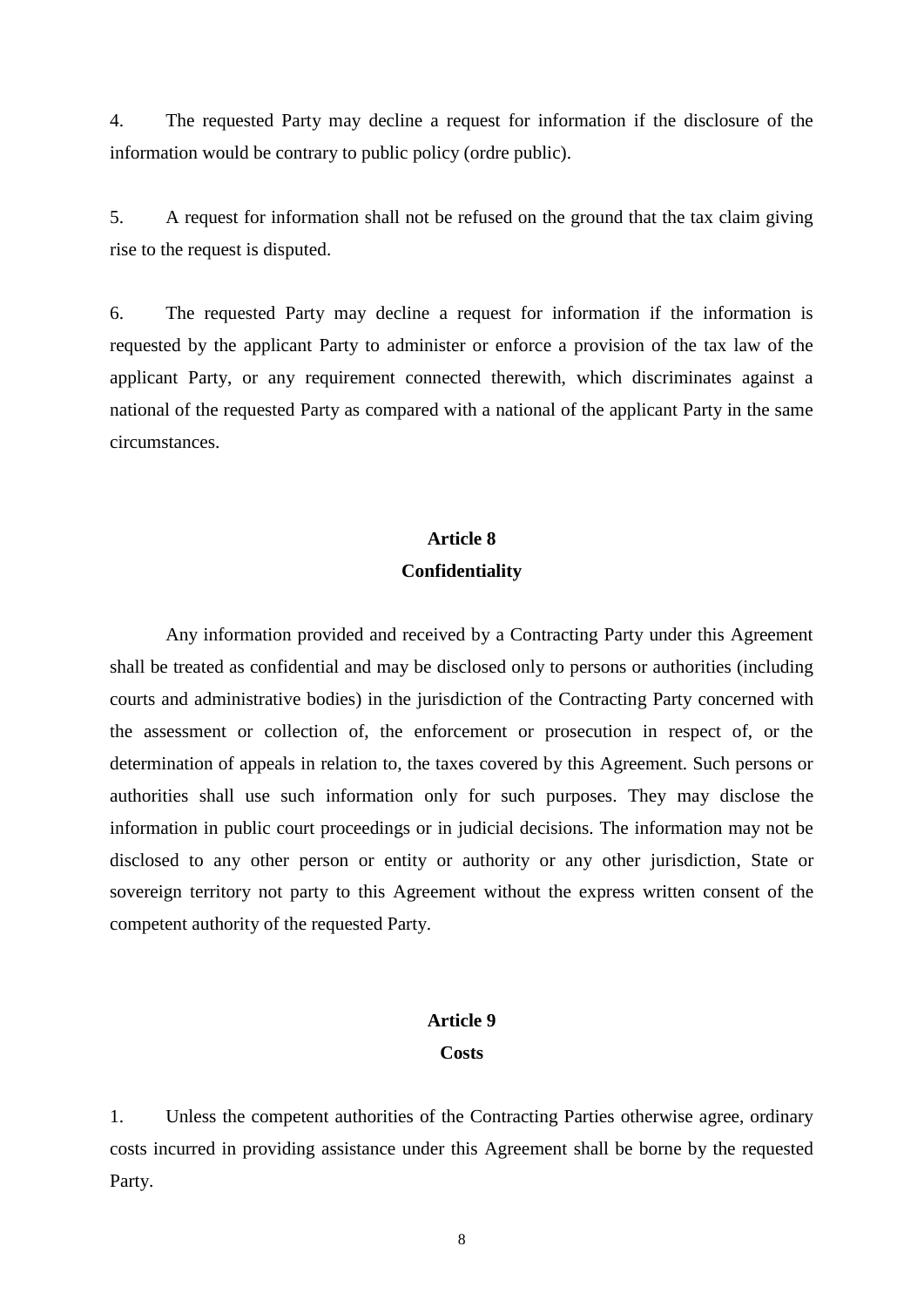4. The requested Party may decline a request for information if the disclosure of the information would be contrary to public policy (ordre public).

5. A request for information shall not be refused on the ground that the tax claim giving rise to the request is disputed.

6. The requested Party may decline a request for information if the information is requested by the applicant Party to administer or enforce a provision of the tax law of the applicant Party, or any requirement connected therewith, which discriminates against a national of the requested Party as compared with a national of the applicant Party in the same circumstances.

## Article 8
## Confidentiality

Any information provided and received by a Contracting Party under this Agreement shall be treated as confidential and may be disclosed only to persons or authorities (including courts and administrative bodies) in the jurisdiction of the Contracting Party concerned with the assessment or collection of, the enforcement or prosecution in respect of, or the determination of appeals in relation to, the taxes covered by this Agreement. Such persons or authorities shall use such information only for such purposes. They may disclose the information in public court proceedings or in judicial decisions. The information may not be disclosed to any other person or entity or authority or any other jurisdiction, State or sovereign territory not party to this Agreement without the express written consent of the competent authority of the requested Party.

## Article 9
## Costs

1. Unless the competent authorities of the Contracting Parties otherwise agree, ordinary costs incurred in providing assistance under this Agreement shall be borne by the requested Party.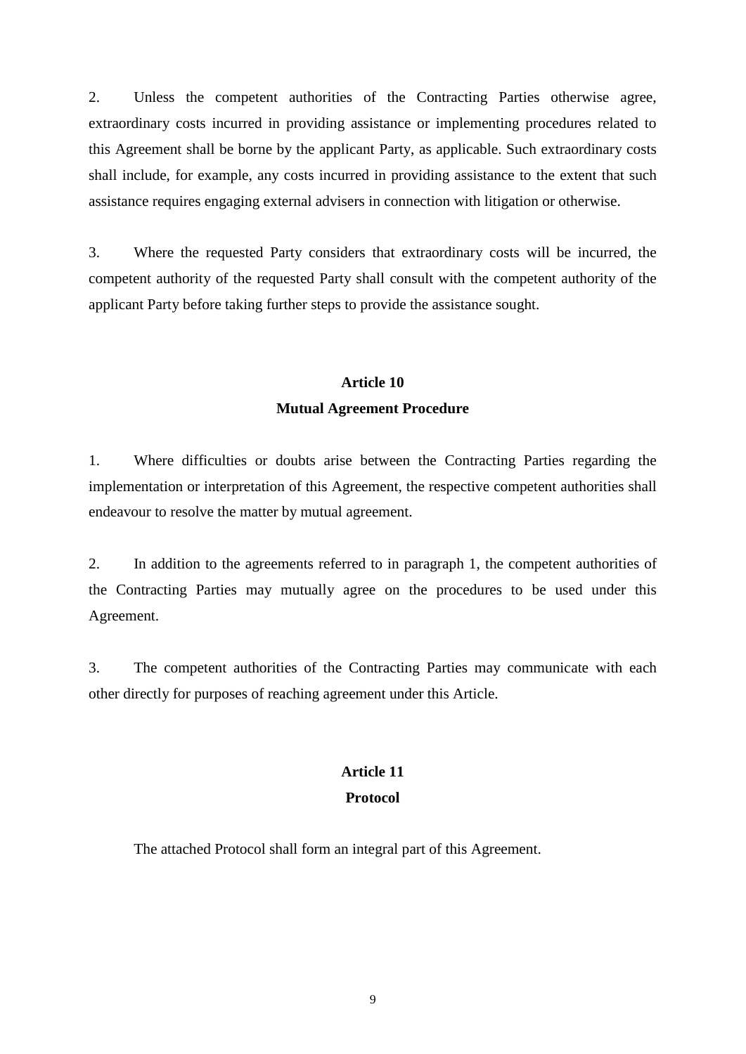2. Unless the competent authorities of the Contracting Parties otherwise agree, extraordinary costs incurred in providing assistance or implementing procedures related to this Agreement shall be borne by the applicant Party, as applicable. Such extraordinary costs shall include, for example, any costs incurred in providing assistance to the extent that such assistance requires engaging external advisers in connection with litigation or otherwise.

3. Where the requested Party considers that extraordinary costs will be incurred, the competent authority of the requested Party shall consult with the competent authority of the applicant Party before taking further steps to provide the assistance sought.

**Article 10**

**Mutual Agreement Procedure**

1. Where difficulties or doubts arise between the Contracting Parties regarding the implementation or interpretation of this Agreement, the respective competent authorities shall endeavour to resolve the matter by mutual agreement.

2. In addition to the agreements referred to in paragraph 1, the competent authorities of the Contracting Parties may mutually agree on the procedures to be used under this Agreement.

3. The competent authorities of the Contracting Parties may communicate with each other directly for purposes of reaching agreement under this Article.

**Article 11**

**Protocol**

The attached Protocol shall form an integral part of this Agreement.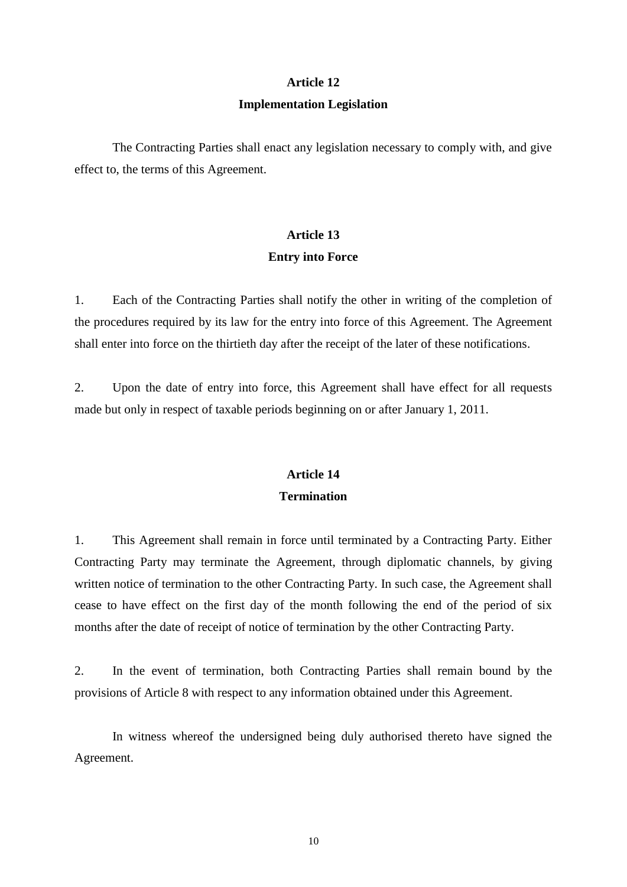## Article 12

## Implementation Legislation

The Contracting Parties shall enact any legislation necessary to comply with, and give effect to, the terms of this Agreement.

## Article 13

## Entry into Force

1. Each of the Contracting Parties shall notify the other in writing of the completion of the procedures required by its law for the entry into force of this Agreement. The Agreement shall enter into force on the thirtieth day after the receipt of the later of these notifications.

2. Upon the date of entry into force, this Agreement shall have effect for all requests made but only in respect of taxable periods beginning on or after January 1, 2011.

## Article 14

## Termination

1. This Agreement shall remain in force until terminated by a Contracting Party. Either Contracting Party may terminate the Agreement, through diplomatic channels, by giving written notice of termination to the other Contracting Party. In such case, the Agreement shall cease to have effect on the first day of the month following the end of the period of six months after the date of receipt of notice of termination by the other Contracting Party.

2. In the event of termination, both Contracting Parties shall remain bound by the provisions of Article 8 with respect to any information obtained under this Agreement.

In witness whereof the undersigned being duly authorised thereto have signed the Agreement.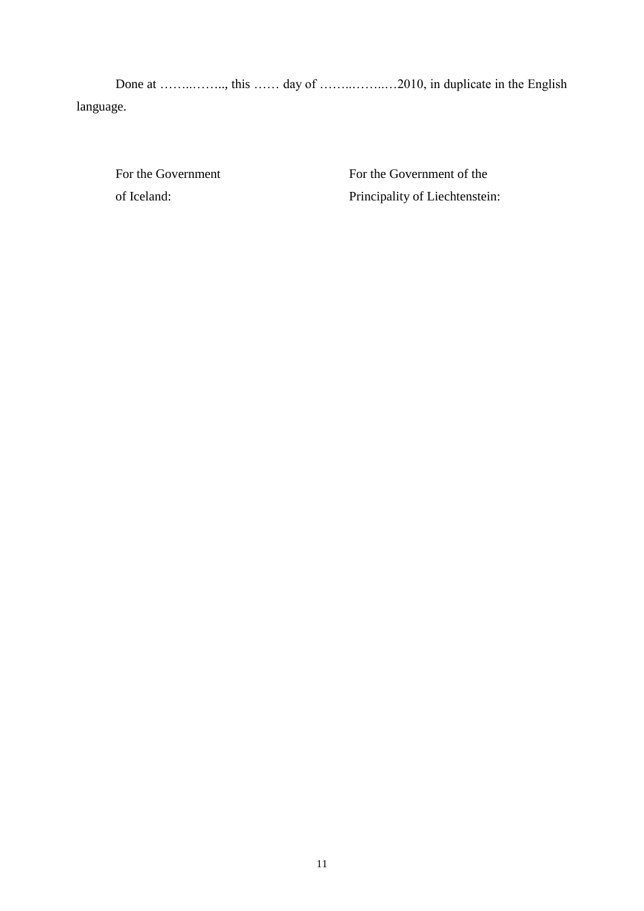Done at ……..…….., this …… day of ……..……..…2010, in duplicate in the English language.

| For the Government of Iceland: | For the Government of the Principality of Liechtenstein: |
| --- | --- |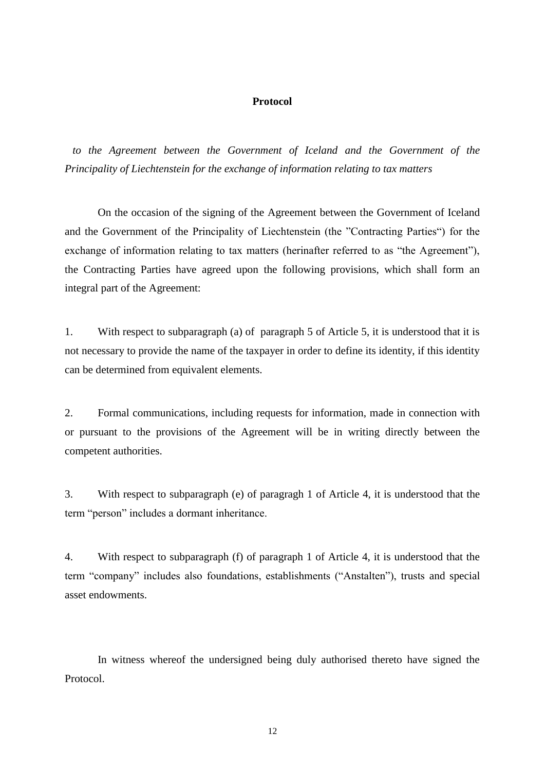**Protocol**

*to the Agreement between the Government of Iceland and the Government of the Principality of Liechtenstein for the exchange of information relating to tax matters*

On the occasion of the signing of the Agreement between the Government of Iceland and the Government of the Principality of Liechtenstein (the "Contracting Parties") for the exchange of information relating to tax matters (herinafter referred to as "the Agreement"), the Contracting Parties have agreed upon the following provisions, which shall form an integral part of the Agreement:

1. With respect to subparagraph (a) of paragraph 5 of Article 5, it is understood that it is not necessary to provide the name of the taxpayer in order to define its identity, if this identity can be determined from equivalent elements.

2. Formal communications, including requests for information, made in connection with or pursuant to the provisions of the Agreement will be in writing directly between the competent authorities.

3. With respect to subparagraph (e) of paragragh 1 of Article 4, it is understood that the term "person" includes a dormant inheritance.

4. With respect to subparagraph (f) of paragraph 1 of Article 4, it is understood that the term "company" includes also foundations, establishments ("Anstalten"), trusts and special asset endowments.

In witness whereof the undersigned being duly authorised thereto have signed the Protocol.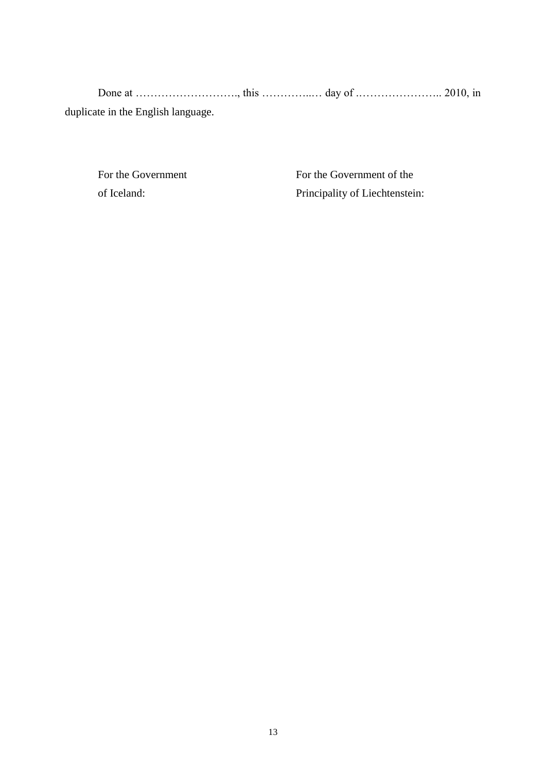Done at ………………………., this …………..… day of .………………….. 2010, in duplicate in the English language.

| | |
|---|---|
| For the Government of Iceland: | For the Government of the Principality of Liechtenstein: |